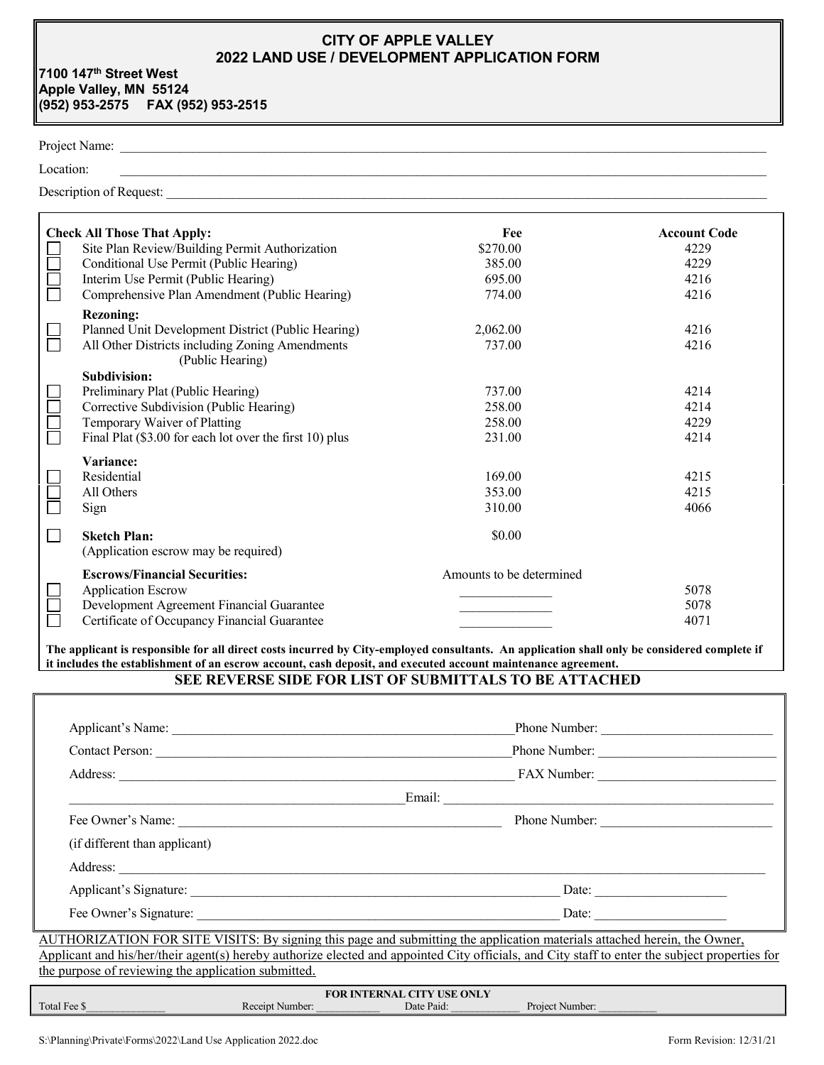# CITY OF APPLE VALLEY
## 2022 LAND USE / DEVELOPMENT APPLICATION FORM

**7100 147th Street West**
**Apple Valley, MN 55124**
**(952) 953-2575 FAX (952) 953-2515**

Project Name: ______________________________

Location: ______________________________

Description of Request: ______________________________

| | Check All Those That Apply: | Fee | Account Code |
|---|---|---|---|
| ☐ | Site Plan Review/Building Permit Authorization | $270.00 | 4229 |
| ☐ | Conditional Use Permit (Public Hearing) | 385.00 | 4229 |
| ☐ | Interim Use Permit (Public Hearing) | 695.00 | 4216 |
| ☐ | Comprehensive Plan Amendment (Public Hearing) | 774.00 | 4216 |
| | **Rezoning:** | | |
| ☐ | Planned Unit Development District (Public Hearing) | 2,062.00 | 4216 |
| ☐ | All Other Districts including Zoning Amendments (Public Hearing) | 737.00 | 4216 |
| | **Subdivision:** | | |
| ☐ | Preliminary Plat (Public Hearing) | 737.00 | 4214 |
| ☐ | Corrective Subdivision (Public Hearing) | 258.00 | 4214 |
| ☐ | Temporary Waiver of Platting | 258.00 | 4229 |
| ☐ | Final Plat ($3.00 for each lot over the first 10) plus | 231.00 | 4214 |
| | **Variance:** | | |
| ☐ | Residential | 169.00 | 4215 |
| ☐ | All Others | 353.00 | 4215 |
| ☐ | Sign | 310.00 | 4066 |
| ☐ | **Sketch Plan:** (Application escrow may be required) | $0.00 | |
| | **Escrows/Financial Securities:** | Amounts to be determined | |
| ☐ | Application Escrow | ____________ | 5078 |
| ☐ | Development Agreement Financial Guarantee | ____________ | 5078 |
| ☐ | Certificate of Occupancy Financial Guarantee | ____________ | 4071 |

**The applicant is responsible for all direct costs incurred by City-employed consultants. An application shall only be considered complete if it includes the establishment of an escrow account, cash deposit, and executed account maintenance agreement.**

**SEE REVERSE SIDE FOR LIST OF SUBMITTALS TO BE ATTACHED**

Applicant's Name: ______________________________ Phone Number: ______________________________

Contact Person: ______________________________ Phone Number: ______________________________

Address: ______________________________ FAX Number: ______________________________

______________________________ Email: ______________________________

Fee Owner's Name: ______________________________ Phone Number: ______________________________

(if different than applicant)

Address: ______________________________

Applicant's Signature: ______________________________ Date: ______________________________

Fee Owner's Signature: ______________________________ Date: ______________________________

AUTHORIZATION FOR SITE VISITS: By signing this page and submitting the application materials attached herein, the Owner, Applicant and his/her/their agent(s) hereby authorize elected and appointed City officials, and City staff to enter the subject properties for the purpose of reviewing the application submitted.

**FOR INTERNAL CITY USE ONLY**

Total Fee $______________ Receipt Number: ____________ Date Paid: ____________ Project Number: ____________

S:\Planning\Private\Forms\2022\Land Use Application 2022.doc Form Revision: 12/31/21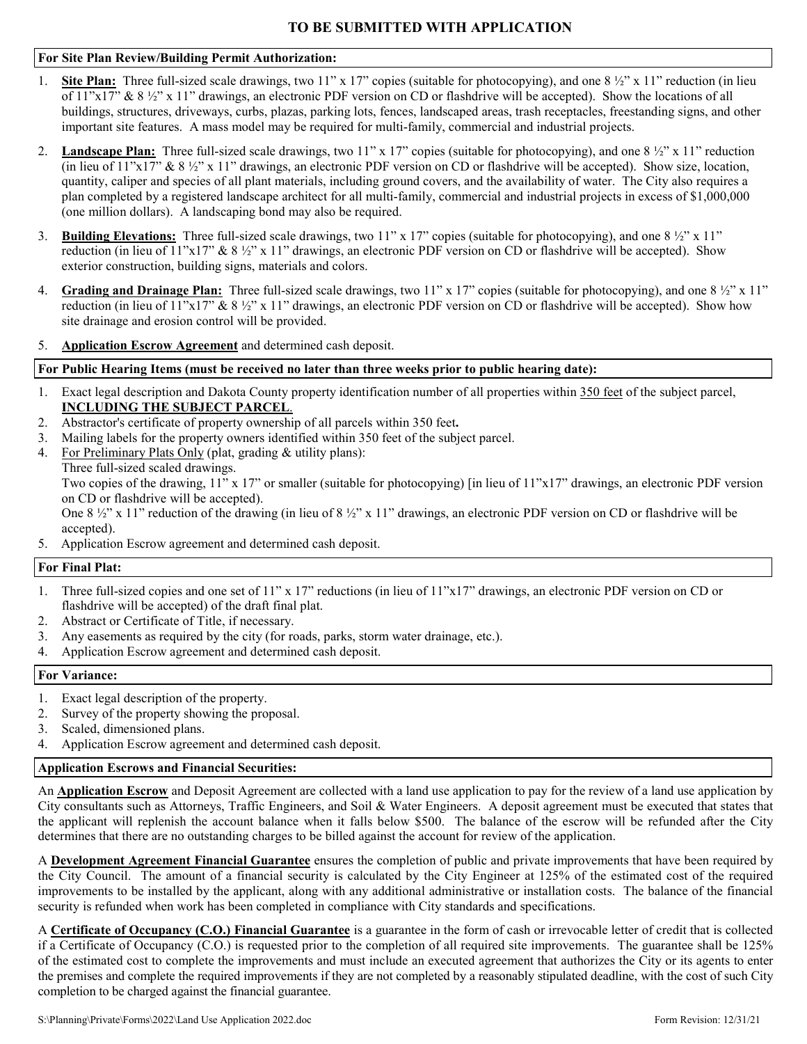# TO BE SUBMITTED WITH APPLICATION

**For Site Plan Review/Building Permit Authorization:**

1. **Site Plan:** Three full-sized scale drawings, two 11" x 17" copies (suitable for photocopying), and one 8 ½" x 11" reduction (in lieu of 11"x17" & 8 ½" x 11" drawings, an electronic PDF version on CD or flashdrive will be accepted). Show the locations of all buildings, structures, driveways, curbs, plazas, parking lots, fences, landscaped areas, trash receptacles, freestanding signs, and other important site features. A mass model may be required for multi-family, commercial and industrial projects.
2. **Landscape Plan:** Three full-sized scale drawings, two 11" x 17" copies (suitable for photocopying), and one 8 ½" x 11" reduction (in lieu of 11"x17" & 8 ½" x 11" drawings, an electronic PDF version on CD or flashdrive will be accepted). Show size, location, quantity, caliper and species of all plant materials, including ground covers, and the availability of water. The City also requires a plan completed by a registered landscape architect for all multi-family, commercial and industrial projects in excess of $1,000,000 (one million dollars). A landscaping bond may also be required.
3. **Building Elevations:** Three full-sized scale drawings, two 11" x 17" copies (suitable for photocopying), and one 8 ½" x 11" reduction (in lieu of 11"x17" & 8 ½" x 11" drawings, an electronic PDF version on CD or flashdrive will be accepted). Show exterior construction, building signs, materials and colors.
4. **Grading and Drainage Plan:** Three full-sized scale drawings, two 11" x 17" copies (suitable for photocopying), and one 8 ½" x 11" reduction (in lieu of 11"x17" & 8 ½" x 11" drawings, an electronic PDF version on CD or flashdrive will be accepted). Show how site drainage and erosion control will be provided.
5. **Application Escrow Agreement** and determined cash deposit.

**For Public Hearing Items (must be received no later than three weeks prior to public hearing date):**

1. Exact legal description and Dakota County property identification number of all properties within 350 feet of the subject parcel, **INCLUDING THE SUBJECT PARCEL**.
2. Abstractor's certificate of property ownership of all parcels within 350 feet**.**
3. Mailing labels for the property owners identified within 350 feet of the subject parcel.
4. For Preliminary Plats Only (plat, grading & utility plans):
   Three full-sized scaled drawings.
   Two copies of the drawing, 11" x 17" or smaller (suitable for photocopying) [in lieu of 11"x17" drawings, an electronic PDF version on CD or flashdrive will be accepted).
   One 8 ½" x 11" reduction of the drawing (in lieu of 8 ½" x 11" drawings, an electronic PDF version on CD or flashdrive will be accepted).
5. Application Escrow agreement and determined cash deposit.

**For Final Plat:**

1. Three full-sized copies and one set of 11" x 17" reductions (in lieu of 11"x17" drawings, an electronic PDF version on CD or flashdrive will be accepted) of the draft final plat.
2. Abstract or Certificate of Title, if necessary.
3. Any easements as required by the city (for roads, parks, storm water drainage, etc.).
4. Application Escrow agreement and determined cash deposit.

**For Variance:**

1. Exact legal description of the property.
2. Survey of the property showing the proposal.
3. Scaled, dimensioned plans.
4. Application Escrow agreement and determined cash deposit.

**Application Escrows and Financial Securities:**

An **Application Escrow** and Deposit Agreement are collected with a land use application to pay for the review of a land use application by City consultants such as Attorneys, Traffic Engineers, and Soil & Water Engineers. A deposit agreement must be executed that states that the applicant will replenish the account balance when it falls below $500. The balance of the escrow will be refunded after the City determines that there are no outstanding charges to be billed against the account for review of the application.

A **Development Agreement Financial Guarantee** ensures the completion of public and private improvements that have been required by the City Council. The amount of a financial security is calculated by the City Engineer at 125% of the estimated cost of the required improvements to be installed by the applicant, along with any additional administrative or installation costs. The balance of the financial security is refunded when work has been completed in compliance with City standards and specifications.

A **Certificate of Occupancy (C.O.) Financial Guarantee** is a guarantee in the form of cash or irrevocable letter of credit that is collected if a Certificate of Occupancy (C.O.) is requested prior to the completion of all required site improvements. The guarantee shall be 125% of the estimated cost to complete the improvements and must include an executed agreement that authorizes the City or its agents to enter the premises and complete the required improvements if they are not completed by a reasonably stipulated deadline, with the cost of such City completion to be charged against the financial guarantee.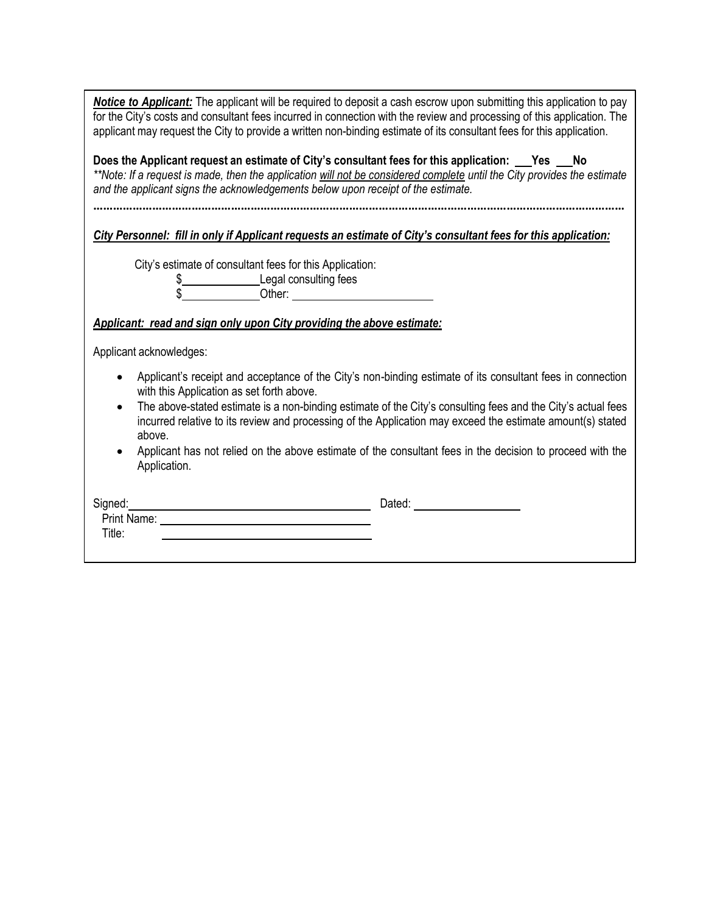***Notice to Applicant:*** The applicant will be required to deposit a cash escrow upon submitting this application to pay for the City's costs and consultant fees incurred in connection with the review and processing of this application. The applicant may request the City to provide a written non-binding estimate of its consultant fees for this application.

**Does the Applicant request an estimate of City's consultant fees for this application: ___Yes ___No**
*\*\*Note: If a request is made, then the application will not be considered complete until the City provides the estimate and the applicant signs the acknowledgements below upon receipt of the estimate.*

................................................................................................................................................................

***City Personnel: fill in only if Applicant requests an estimate of City's consultant fees for this application:***

City's estimate of consultant fees for this Application:
$____________ Legal consulting fees
$____________ Other: ______________________

***Applicant: read and sign only upon City providing the above estimate:***

Applicant acknowledges:

- Applicant's receipt and acceptance of the City's non-binding estimate of its consultant fees in connection with this Application as set forth above.
- The above-stated estimate is a non-binding estimate of the City's consulting fees and the City's actual fees incurred relative to its review and processing of the Application may exceed the estimate amount(s) stated above.
- Applicant has not relied on the above estimate of the consultant fees in the decision to proceed with the Application.

Signed: ______________________________ Dated: ________________
Print Name: ______________________________
Title: ______________________________